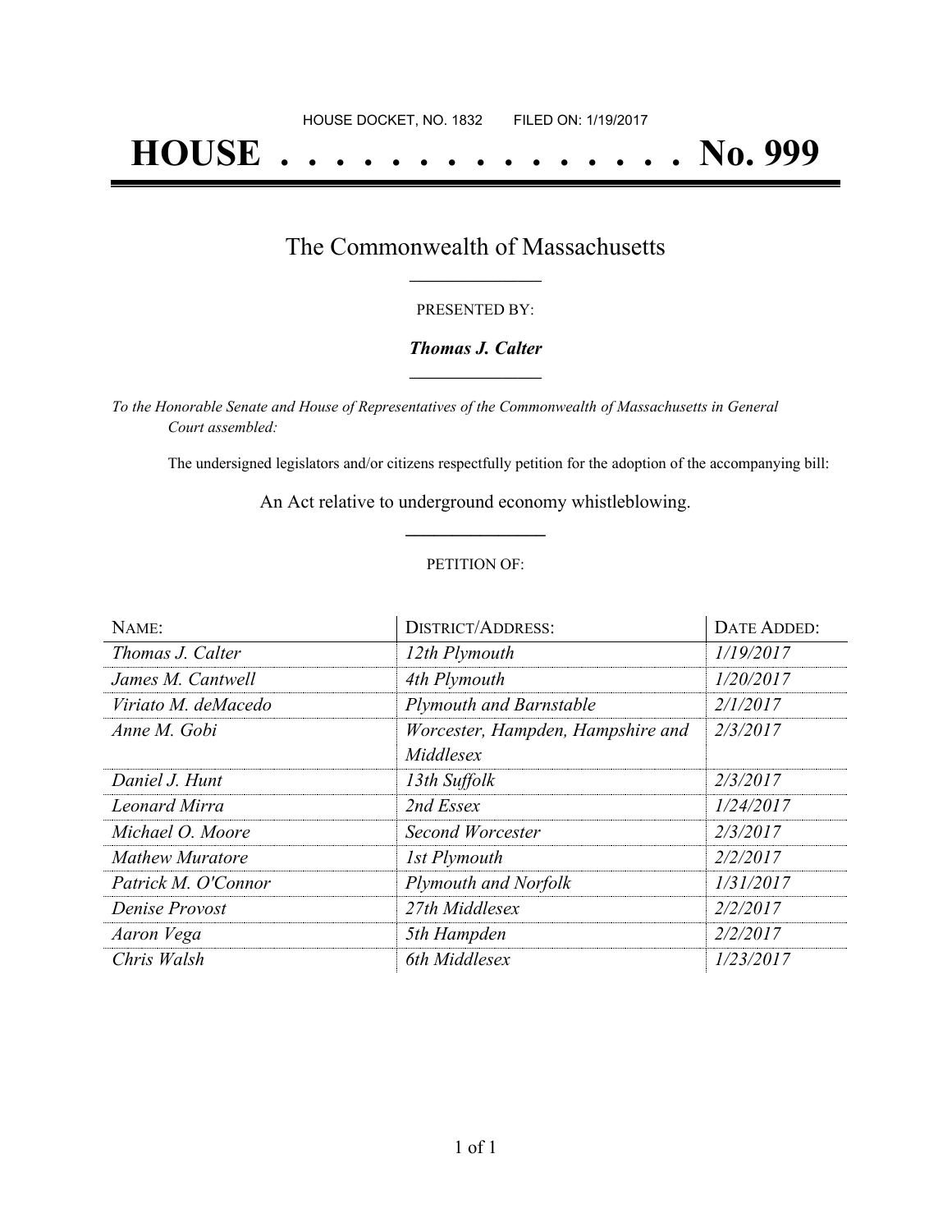HOUSE DOCKET, NO. 1832 FILED ON: 1/19/2017

# HOUSE . . . . . . . . . . . . . . . No. 999

## The Commonwealth of Massachusetts

PRESENTED BY:

***Thomas J. Calter***

*To the Honorable Senate and House of Representatives of the Commonwealth of Massachusetts in General Court assembled:*

The undersigned legislators and/or citizens respectfully petition for the adoption of the accompanying bill:

An Act relative to underground economy whistleblowing.

PETITION OF:

| NAME: | DISTRICT/ADDRESS: | DATE ADDED: |
|---|---|---|
| *Thomas J. Calter* | *12th Plymouth* | *1/19/2017* |
| *James M. Cantwell* | *4th Plymouth* | *1/20/2017* |
| *Viriato M. deMacedo* | *Plymouth and Barnstable* | *2/1/2017* |
| *Anne M. Gobi* | *Worcester, Hampden, Hampshire and Middlesex* | *2/3/2017* |
| *Daniel J. Hunt* | *13th Suffolk* | *2/3/2017* |
| *Leonard Mirra* | *2nd Essex* | *1/24/2017* |
| *Michael O. Moore* | *Second Worcester* | *2/3/2017* |
| *Mathew Muratore* | *1st Plymouth* | *2/2/2017* |
| *Patrick M. O'Connor* | *Plymouth and Norfolk* | *1/31/2017* |
| *Denise Provost* | *27th Middlesex* | *2/2/2017* |
| *Aaron Vega* | *5th Hampden* | *2/2/2017* |
| *Chris Walsh* | *6th Middlesex* | *1/23/2017* |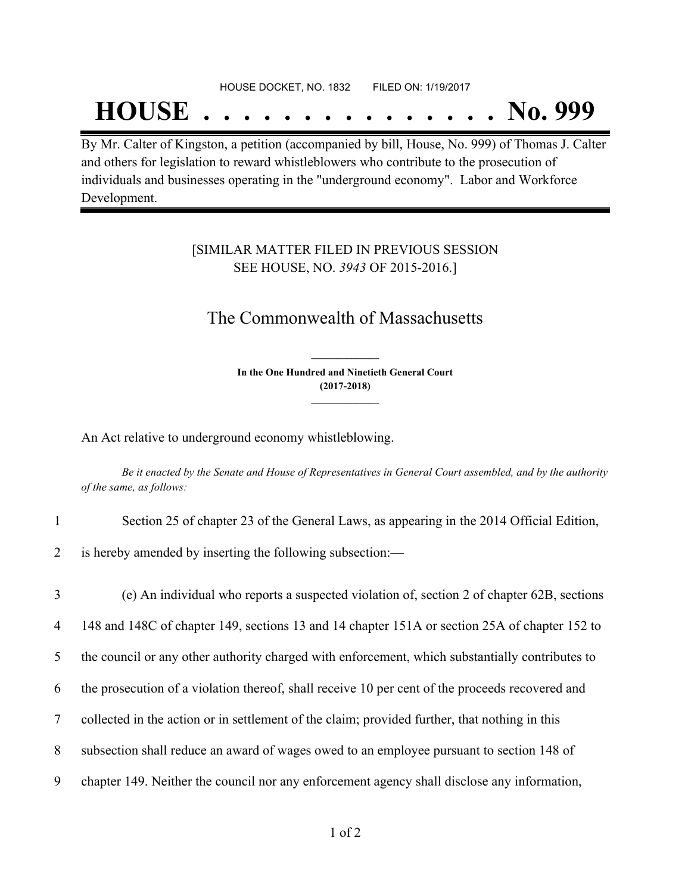HOUSE DOCKET, NO. 1832 FILED ON: 1/19/2017

# HOUSE . . . . . . . . . . . . . . . No. 999

By Mr. Calter of Kingston, a petition (accompanied by bill, House, No. 999) of Thomas J. Calter and others for legislation to reward whistleblowers who contribute to the prosecution of individuals and businesses operating in the "underground economy". Labor and Workforce Development.

[SIMILAR MATTER FILED IN PREVIOUS SESSION SEE HOUSE, NO. *3943* OF 2015-2016.]

## The Commonwealth of Massachusetts

**In the One Hundred and Ninetieth General Court (2017-2018)**

An Act relative to underground economy whistleblowing.

*Be it enacted by the Senate and House of Representatives in General Court assembled, and by the authority of the same, as follows:*

1 Section 25 of chapter 23 of the General Laws, as appearing in the 2014 Official Edition,
2 is hereby amended by inserting the following subsection:—

3 (e) An individual who reports a suspected violation of, section 2 of chapter 62B, sections
4 148 and 148C of chapter 149, sections 13 and 14 chapter 151A or section 25A of chapter 152 to
5 the council or any other authority charged with enforcement, which substantially contributes to
6 the prosecution of a violation thereof, shall receive 10 per cent of the proceeds recovered and
7 collected in the action or in settlement of the claim; provided further, that nothing in this
8 subsection shall reduce an award of wages owed to an employee pursuant to section 148 of
9 chapter 149. Neither the council nor any enforcement agency shall disclose any information,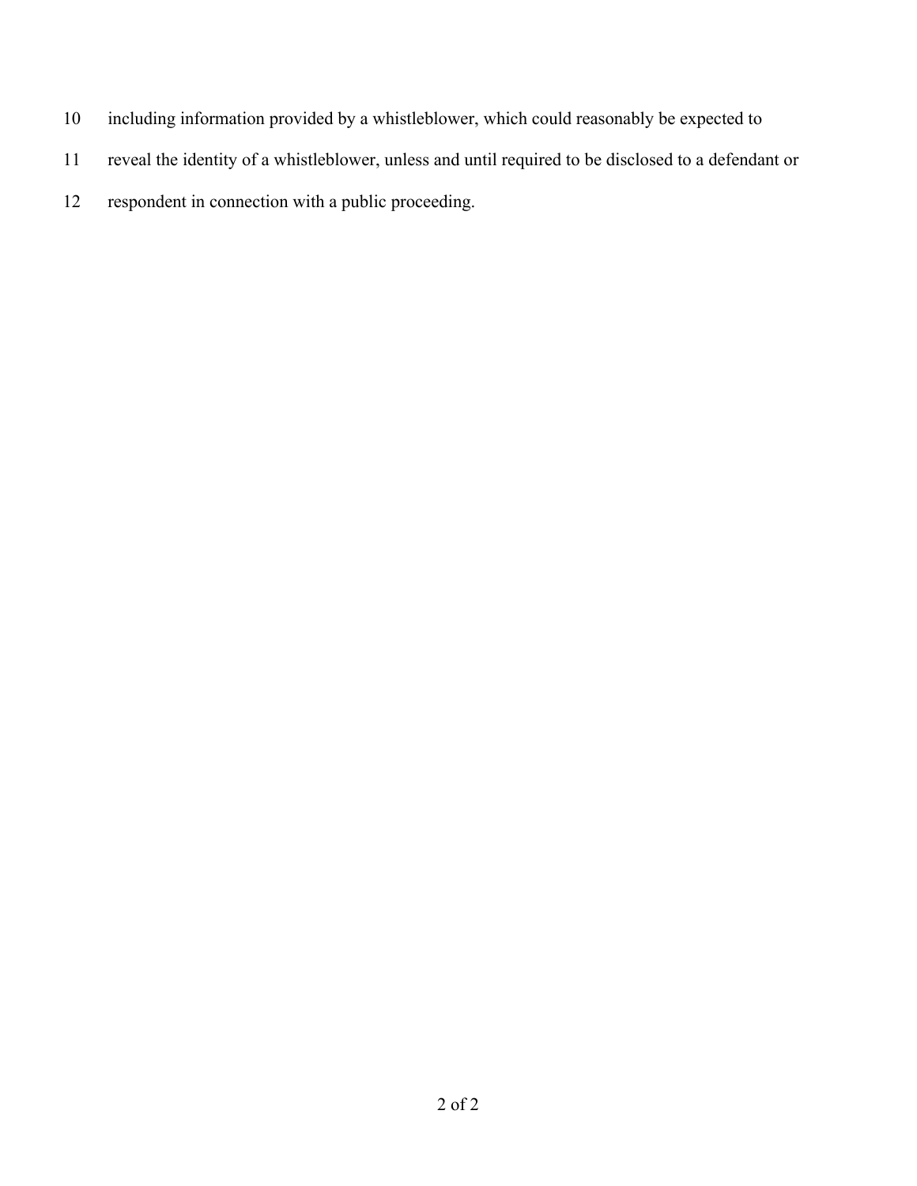10 including information provided by a whistleblower, which could reasonably be expected to

11 reveal the identity of a whistleblower, unless and until required to be disclosed to a defendant or

12 respondent in connection with a public proceeding.